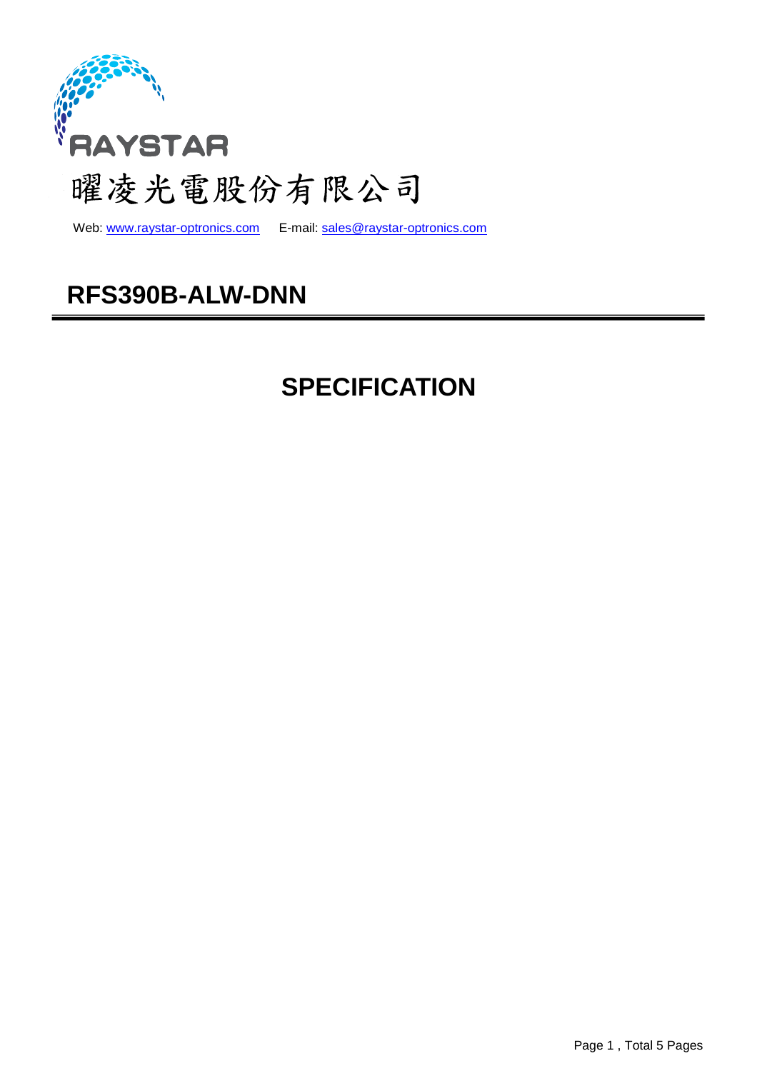RAYSTAR

曜凌光電股份有限公司

Web: www.raystar-optronics.com E-mail: sales@raystar-optronics.com

# RFS390B-ALW-DNN

# SPECIFICATION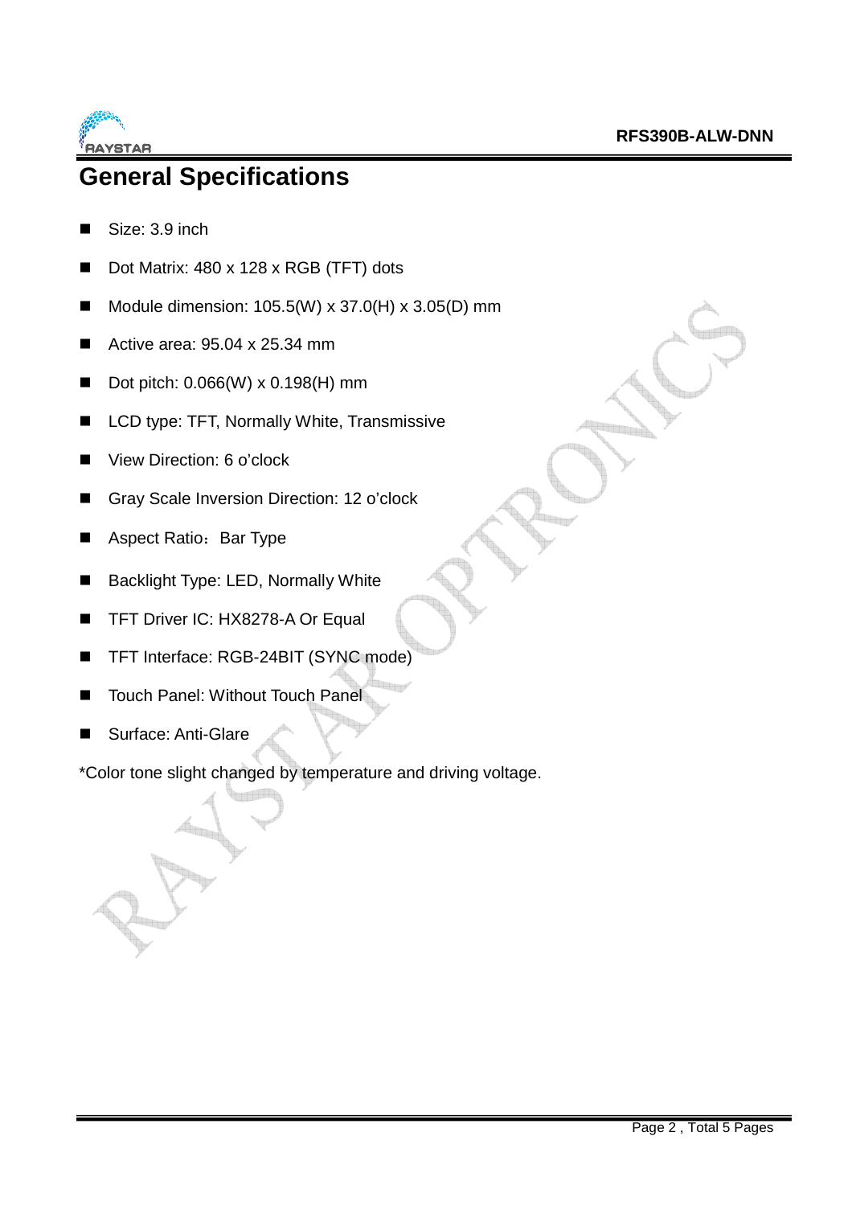# General Specifications

- Size: 3.9 inch
- Dot Matrix: 480 x 128 x RGB (TFT) dots
- Module dimension: 105.5(W) x 37.0(H) x 3.05(D) mm
- Active area: 95.04 x 25.34 mm
- Dot pitch: 0.066(W) x 0.198(H) mm
- LCD type: TFT, Normally White, Transmissive
- View Direction: 6 o'clock
- Gray Scale Inversion Direction: 12 o'clock
- Aspect Ratio：Bar Type
- Backlight Type: LED, Normally White
- TFT Driver IC: HX8278-A Or Equal
- TFT Interface: RGB-24BIT (SYNC mode)
- Touch Panel: Without Touch Panel
- Surface: Anti-Glare

*Color tone slight changed by temperature and driving voltage.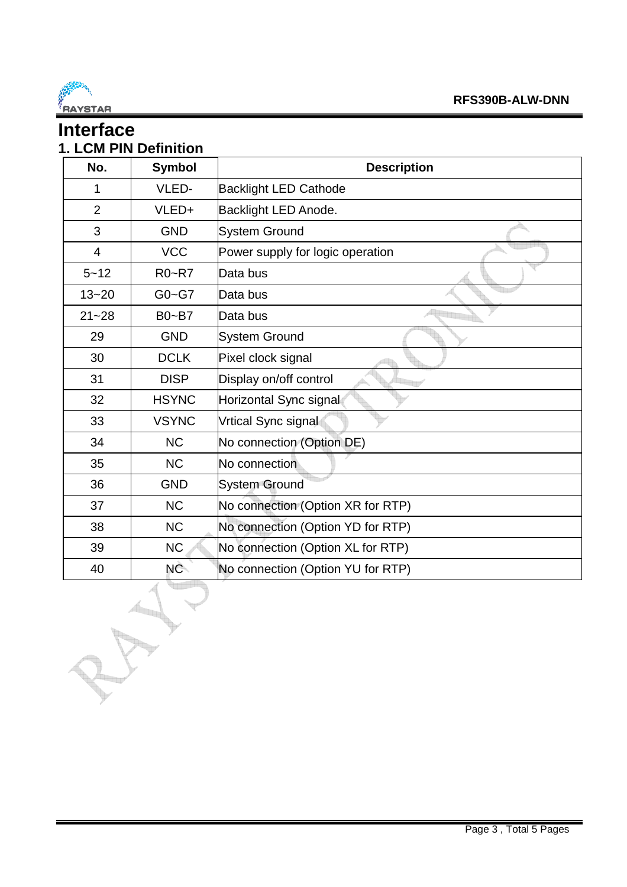# Interface

## 1. LCM PIN Definition

| No. | Symbol | Description |
|---|---|---|
| 1 | VLED- | Backlight LED Cathode |
| 2 | VLED+ | Backlight LED Anode. |
| 3 | GND | System Ground |
| 4 | VCC | Power supply for logic operation |
| 5~12 | R0~R7 | Data bus |
| 13~20 | G0~G7 | Data bus |
| 21~28 | B0~B7 | Data bus |
| 29 | GND | System Ground |
| 30 | DCLK | Pixel clock signal |
| 31 | DISP | Display on/off control |
| 32 | HSYNC | Horizontal Sync signal |
| 33 | VSYNC | Vrtical Sync signal |
| 34 | NC | No connection (Option DE) |
| 35 | NC | No connection |
| 36 | GND | System Ground |
| 37 | NC | No connection (Option XR for RTP) |
| 38 | NC | No connection (Option YD for RTP) |
| 39 | NC | No connection (Option XL for RTP) |
| 40 | NC | No connection (Option YU for RTP) |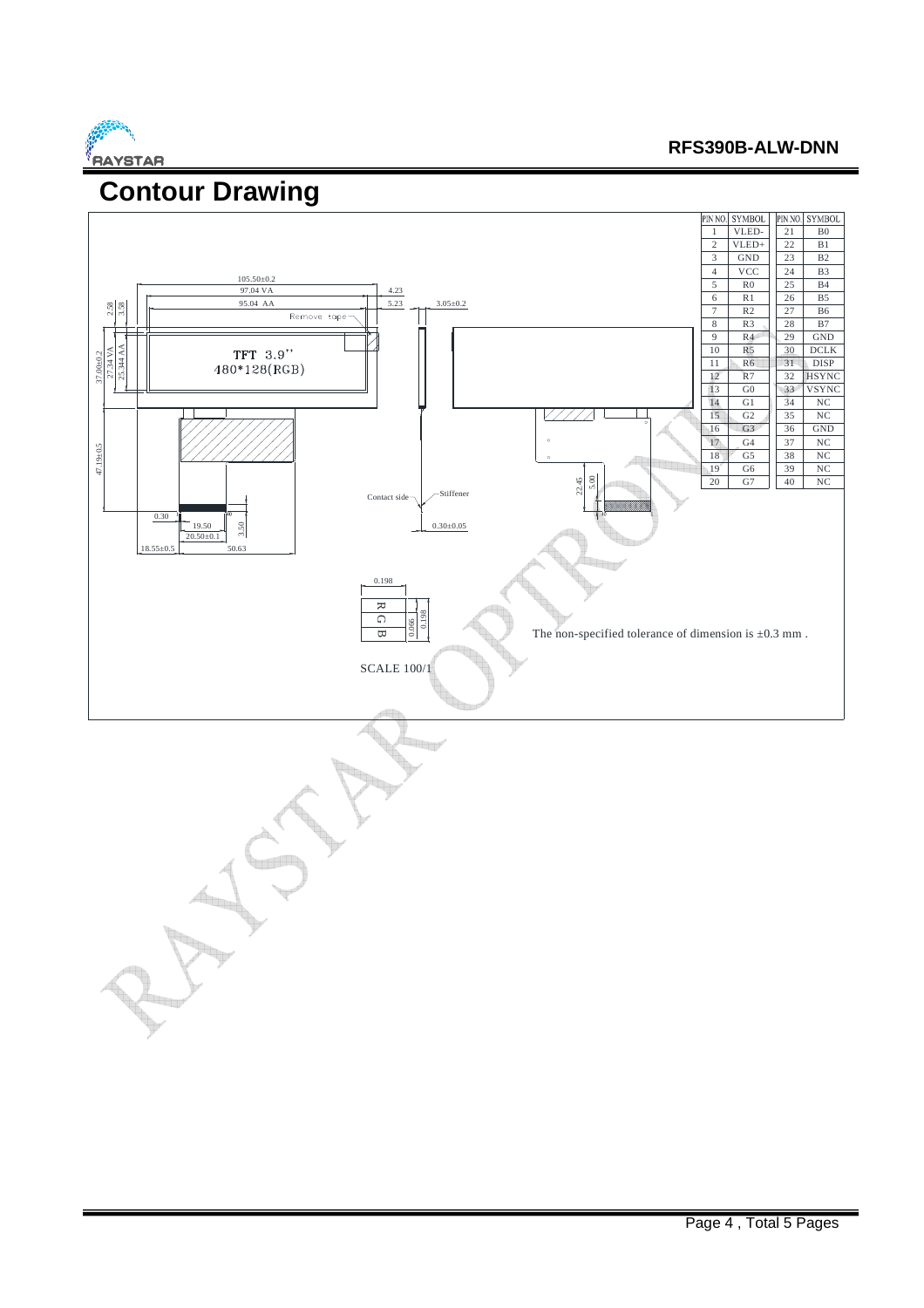# Contour Drawing

| PIN NO. | SYMBOL | PIN NO. | SYMBOL |
|---|---|---|---|
| 1 | VLED- | 21 | B0 |
| 2 | VLED+ | 22 | B1 |
| 3 | GND | 23 | B2 |
| 4 | VCC | 24 | B3 |
| 5 | R0 | 25 | B4 |
| 6 | R1 | 26 | B5 |
| 7 | R2 | 27 | B6 |
| 8 | R3 | 28 | B7 |
| 9 | R4 | 29 | GND |
| 10 | R5 | 30 | DCLK |
| 11 | R6 | 31 | DISP |
| 12 | R7 | 32 | HSYNC |
| 13 | G0 | 33 | VSYNC |
| 14 | G1 | 34 | NC |
| 15 | G2 | 35 | NC |
| 16 | G3 | 36 | GND |
| 17 | G4 | 37 | NC |
| 18 | G5 | 38 | NC |
| 19 | G6 | 39 | NC |
| 20 | G7 | 40 | NC |

TFT 3.9"
480*128(RGB)

105.50±0.2
97.04 VA
95.04 AA
4.23
5.23
3.05±0.2
2.58
3.58
Remove tape
37.00±0.2
27.34 VA
25.344 AA
47.19±0.5
0.30
19.50
20.50±0.1
3.50
18.55±0.5
50.63
Contact side
Stiffener
0.30±0.05
22.45
5.00

0.198
R G B
0.066
0.198

SCALE 100/1

The non-specified tolerance of dimension is ±0.3 mm .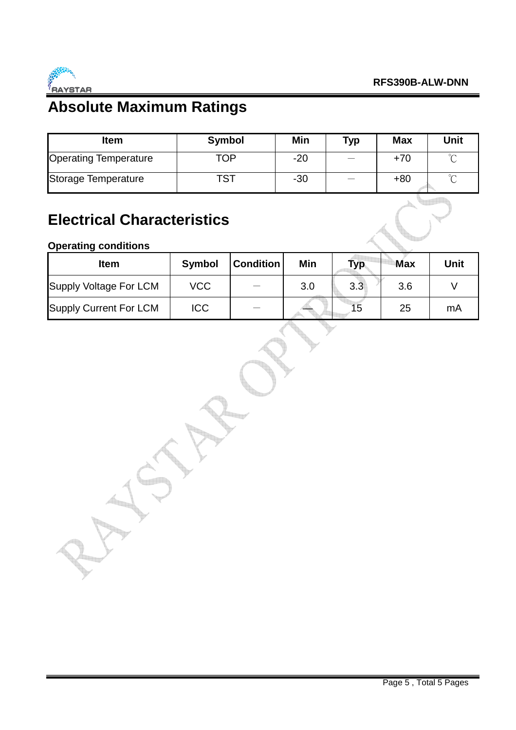## Absolute Maximum Ratings

| Item | Symbol | Min | Typ | Max | Unit |
|---|---|---|---|---|---|
| Operating Temperature | TOP | -20 | — | +70 | ℃ |
| Storage Temperature | TST | -30 | — | +80 | ℃ |

## Electrical Characteristics

**Operating conditions**

| Item | Symbol | Condition | Min | Typ | Max | Unit |
|---|---|---|---|---|---|---|
| Supply Voltage For LCM | VCC | — | 3.0 | 3.3 | 3.6 | V |
| Supply Current For LCM | ICC | — | — | 15 | 25 | mA |